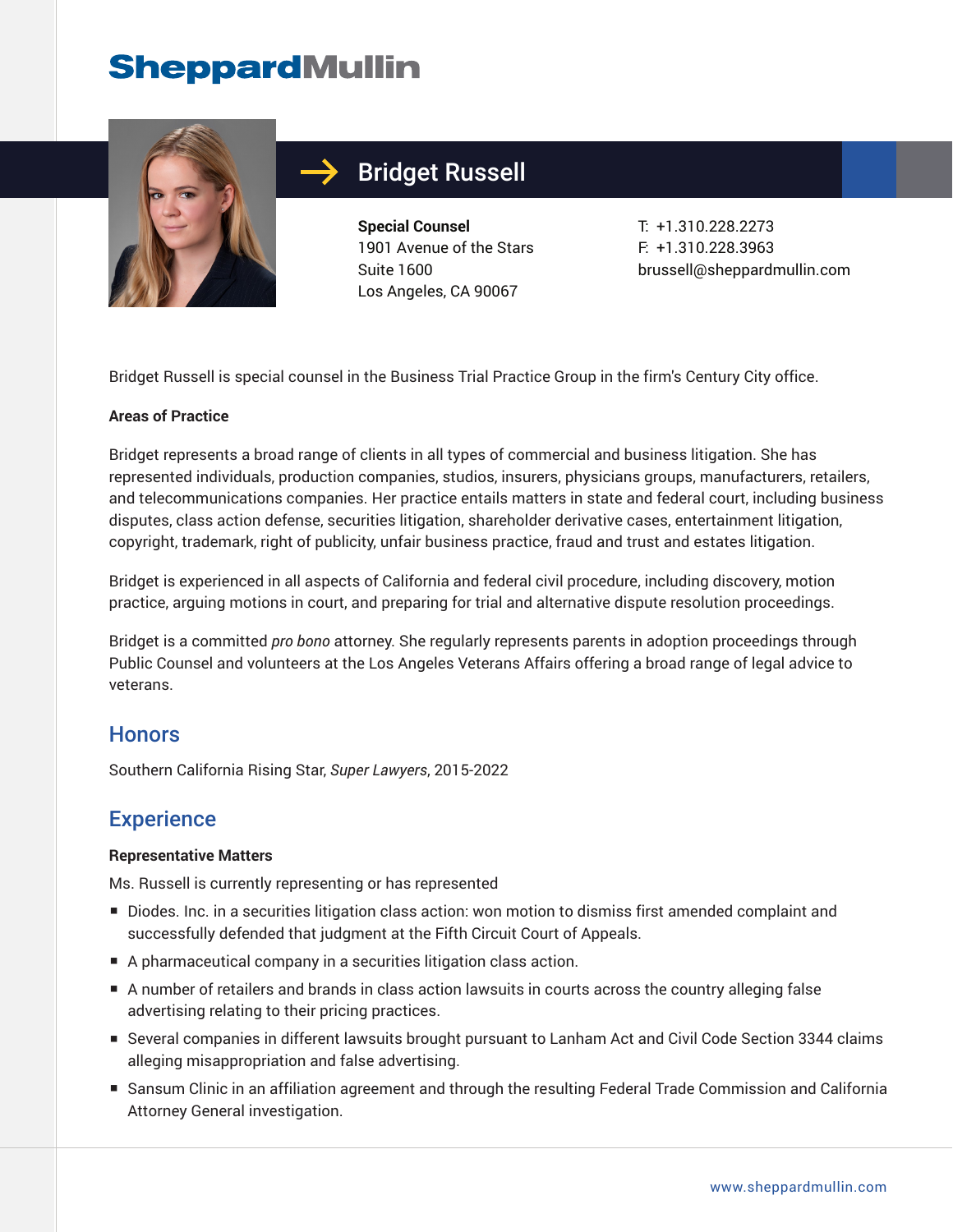SheppardMullin

# Bridget Russell

**Special Counsel**
1901 Avenue of the Stars
Suite 1600
Los Angeles, CA 90067

T: +1.310.228.2273
F: +1.310.228.3963
brussell@sheppardmullin.com

Bridget Russell is special counsel in the Business Trial Practice Group in the firm's Century City office.

**Areas of Practice**

Bridget represents a broad range of clients in all types of commercial and business litigation. She has represented individuals, production companies, studios, insurers, physicians groups, manufacturers, retailers, and telecommunications companies. Her practice entails matters in state and federal court, including business disputes, class action defense, securities litigation, shareholder derivative cases, entertainment litigation, copyright, trademark, right of publicity, unfair business practice, fraud and trust and estates litigation.

Bridget is experienced in all aspects of California and federal civil procedure, including discovery, motion practice, arguing motions in court, and preparing for trial and alternative dispute resolution proceedings.

Bridget is a committed *pro bono* attorney. She regularly represents parents in adoption proceedings through Public Counsel and volunteers at the Los Angeles Veterans Affairs offering a broad range of legal advice to veterans.

## Honors

Southern California Rising Star, *Super Lawyers*, 2015-2022

## Experience

**Representative Matters**

Ms. Russell is currently representing or has represented

- Diodes. Inc. in a securities litigation class action: won motion to dismiss first amended complaint and successfully defended that judgment at the Fifth Circuit Court of Appeals.
- A pharmaceutical company in a securities litigation class action.
- A number of retailers and brands in class action lawsuits in courts across the country alleging false advertising relating to their pricing practices.
- Several companies in different lawsuits brought pursuant to Lanham Act and Civil Code Section 3344 claims alleging misappropriation and false advertising.
- Sansum Clinic in an affiliation agreement and through the resulting Federal Trade Commission and California Attorney General investigation.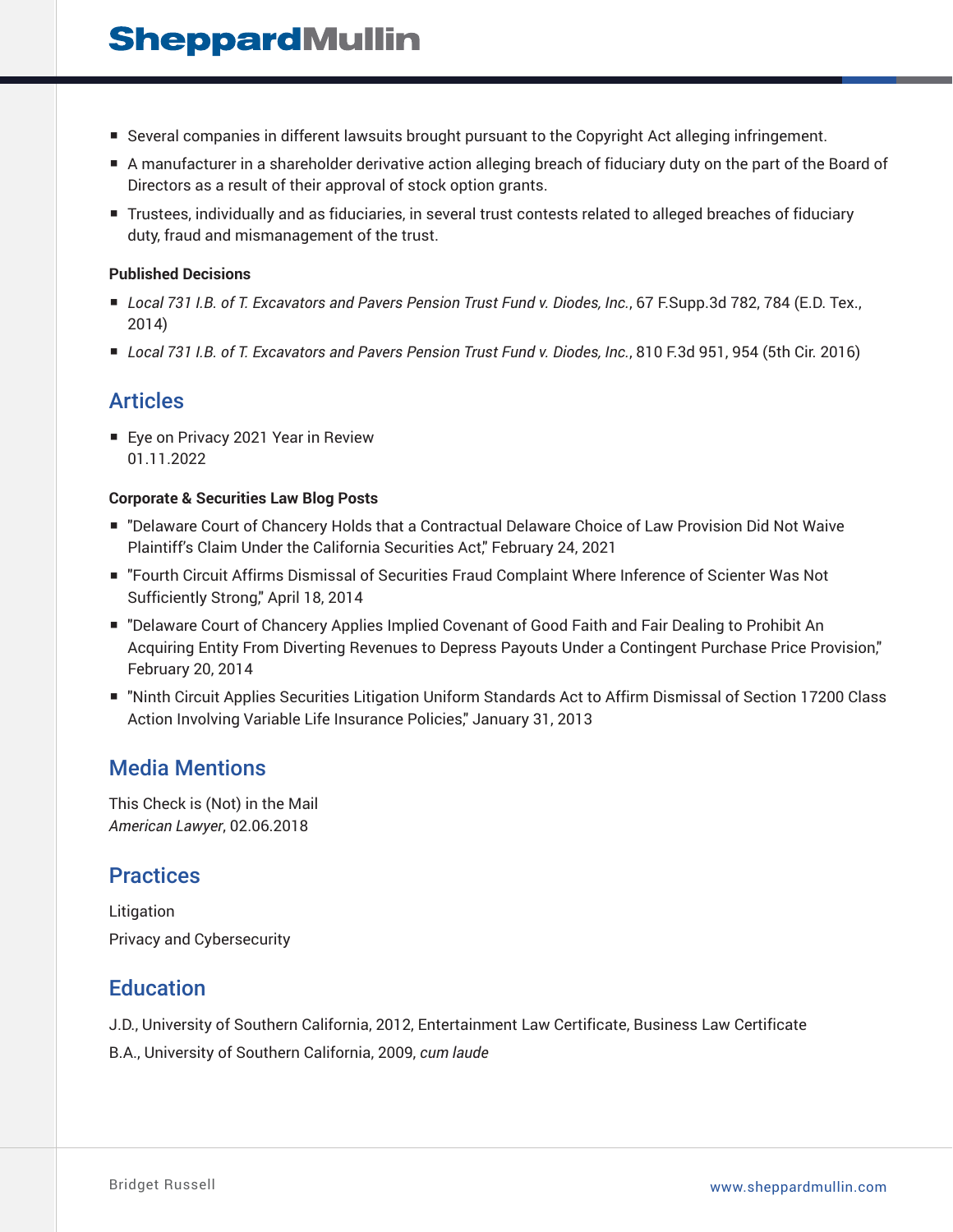- Several companies in different lawsuits brought pursuant to the Copyright Act alleging infringement.
- A manufacturer in a shareholder derivative action alleging breach of fiduciary duty on the part of the Board of Directors as a result of their approval of stock option grants.
- Trustees, individually and as fiduciaries, in several trust contests related to alleged breaches of fiduciary duty, fraud and mismanagement of the trust.

**Published Decisions**

- *Local 731 I.B. of T. Excavators and Pavers Pension Trust Fund v. Diodes, Inc.*, 67 F.Supp.3d 782, 784 (E.D. Tex., 2014)
- *Local 731 I.B. of T. Excavators and Pavers Pension Trust Fund v. Diodes, Inc.*, 810 F.3d 951, 954 (5th Cir. 2016)

## Articles

- Eye on Privacy 2021 Year in Review
  01.11.2022

**Corporate & Securities Law Blog Posts**

- "Delaware Court of Chancery Holds that a Contractual Delaware Choice of Law Provision Did Not Waive Plaintiff's Claim Under the California Securities Act," February 24, 2021
- "Fourth Circuit Affirms Dismissal of Securities Fraud Complaint Where Inference of Scienter Was Not Sufficiently Strong," April 18, 2014
- "Delaware Court of Chancery Applies Implied Covenant of Good Faith and Fair Dealing to Prohibit An Acquiring Entity From Diverting Revenues to Depress Payouts Under a Contingent Purchase Price Provision," February 20, 2014
- "Ninth Circuit Applies Securities Litigation Uniform Standards Act to Affirm Dismissal of Section 17200 Class Action Involving Variable Life Insurance Policies," January 31, 2013

## Media Mentions

This Check is (Not) in the Mail
*American Lawyer*, 02.06.2018

## Practices

Litigation

Privacy and Cybersecurity

## Education

J.D., University of Southern California, 2012, Entertainment Law Certificate, Business Law Certificate

B.A., University of Southern California, 2009, *cum laude*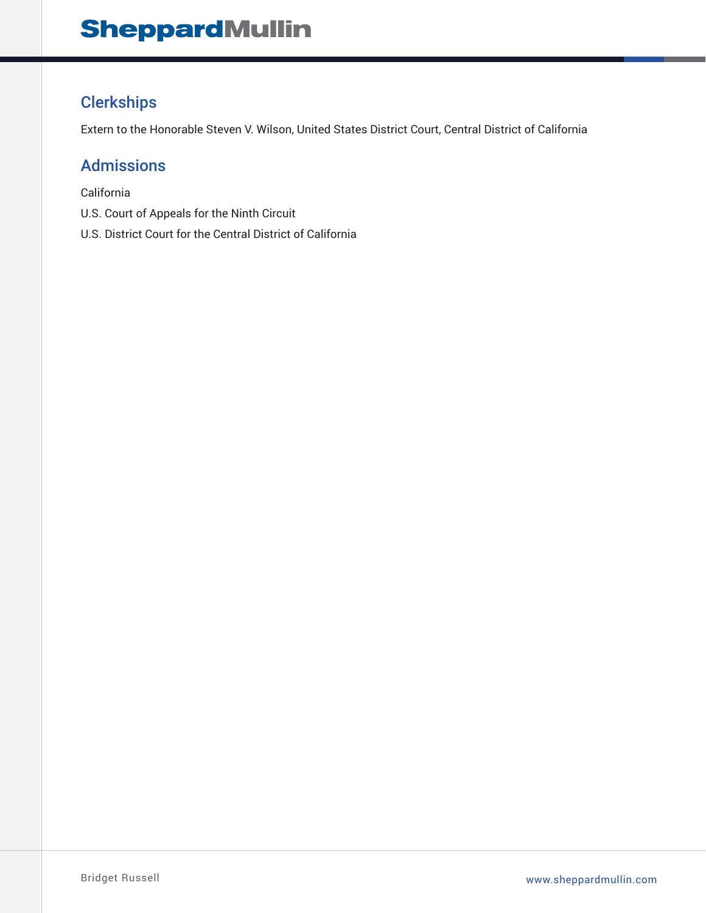## Clerkships

Extern to the Honorable Steven V. Wilson, United States District Court, Central District of California

## Admissions

California

U.S. Court of Appeals for the Ninth Circuit

U.S. District Court for the Central District of California